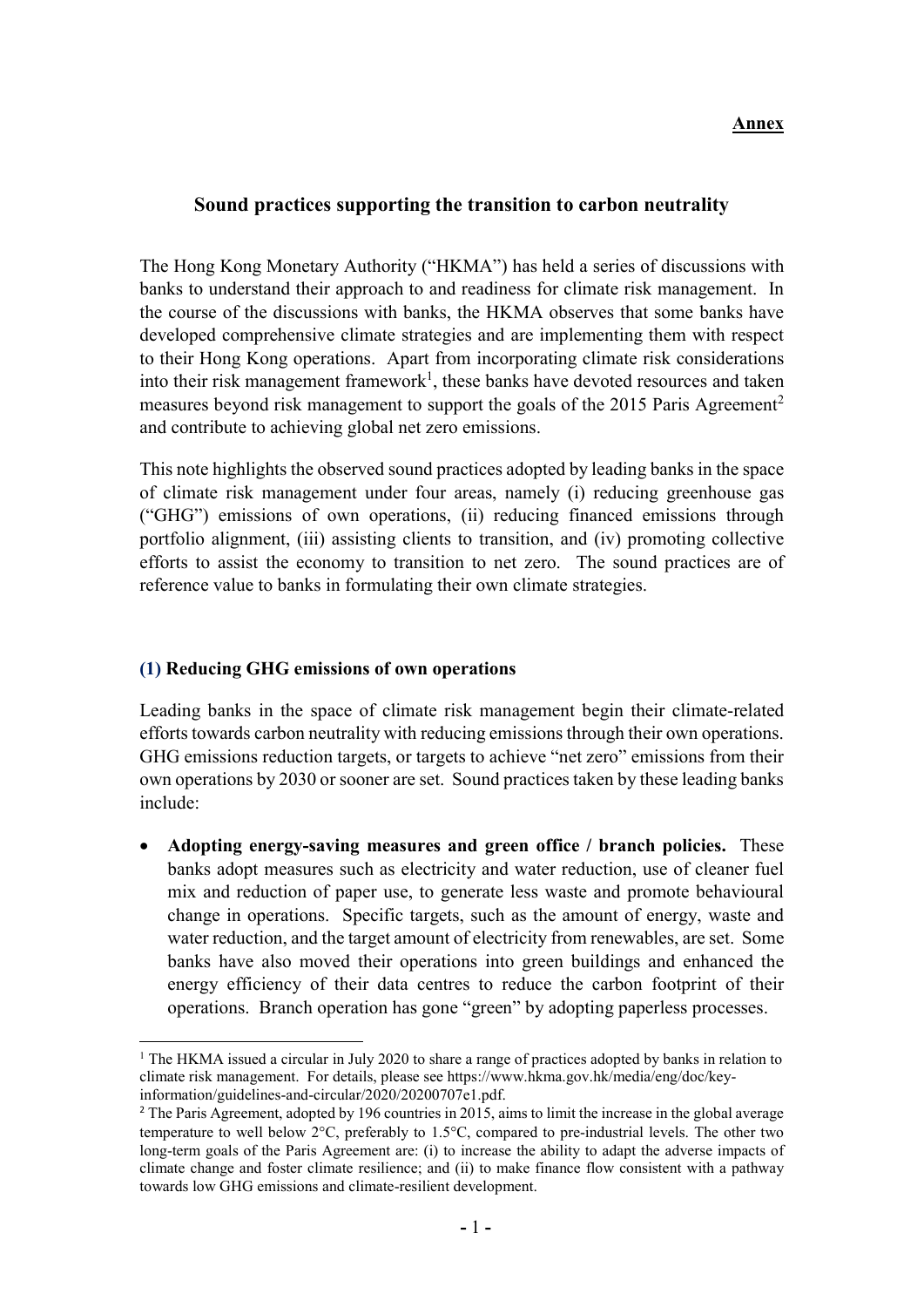**Annex**

# Sound practices supporting the transition to carbon neutrality

The Hong Kong Monetary Authority ("HKMA") has held a series of discussions with banks to understand their approach to and readiness for climate risk management. In the course of the discussions with banks, the HKMA observes that some banks have developed comprehensive climate strategies and are implementing them with respect to their Hong Kong operations. Apart from incorporating climate risk considerations into their risk management framework[1], these banks have devoted resources and taken measures beyond risk management to support the goals of the 2015 Paris Agreement[2] and contribute to achieving global net zero emissions.

This note highlights the observed sound practices adopted by leading banks in the space of climate risk management under four areas, namely (i) reducing greenhouse gas ("GHG") emissions of own operations, (ii) reducing financed emissions through portfolio alignment, (iii) assisting clients to transition, and (iv) promoting collective efforts to assist the economy to transition to net zero. The sound practices are of reference value to banks in formulating their own climate strategies.

## (1) Reducing GHG emissions of own operations

Leading banks in the space of climate risk management begin their climate-related efforts towards carbon neutrality with reducing emissions through their own operations. GHG emissions reduction targets, or targets to achieve "net zero" emissions from their own operations by 2030 or sooner are set. Sound practices taken by these leading banks include:

- **Adopting energy-saving measures and green office / branch policies.** These banks adopt measures such as electricity and water reduction, use of cleaner fuel mix and reduction of paper use, to generate less waste and promote behavioural change in operations. Specific targets, such as the amount of energy, waste and water reduction, and the target amount of electricity from renewables, are set. Some banks have also moved their operations into green buildings and enhanced the energy efficiency of their data centres to reduce the carbon footprint of their operations. Branch operation has gone "green" by adopting paperless processes.

---

[1] The HKMA issued a circular in July 2020 to share a range of practices adopted by banks in relation to climate risk management. For details, please see https://www.hkma.gov.hk/media/eng/doc/key-information/guidelines-and-circular/2020/20200707e1.pdf.

[2] The Paris Agreement, adopted by 196 countries in 2015, aims to limit the increase in the global average temperature to well below 2°C, preferably to 1.5°C, compared to pre-industrial levels. The other two long-term goals of the Paris Agreement are: (i) to increase the ability to adapt the adverse impacts of climate change and foster climate resilience; and (ii) to make finance flow consistent with a pathway towards low GHG emissions and climate-resilient development.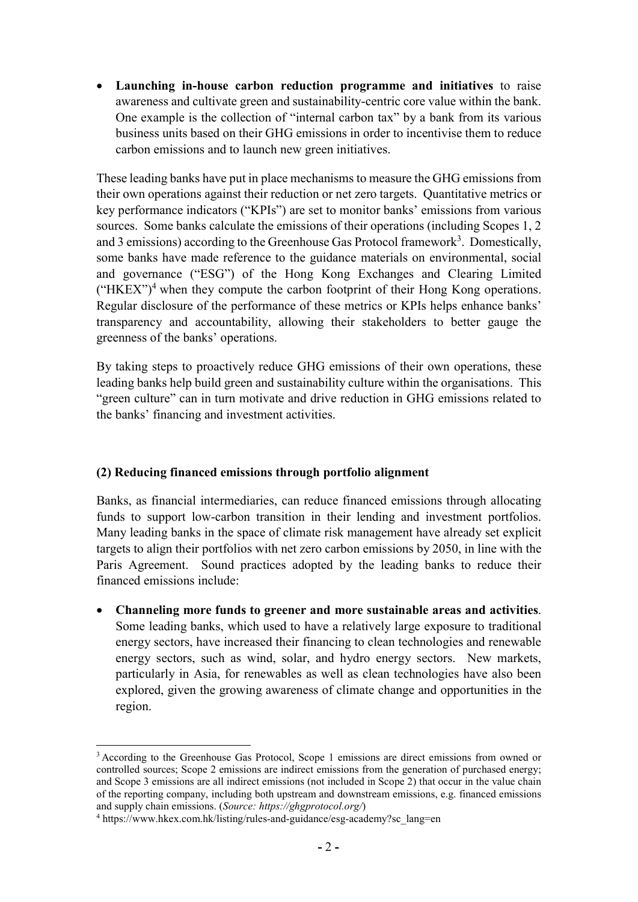- **Launching in-house carbon reduction programme and initiatives** to raise awareness and cultivate green and sustainability-centric core value within the bank. One example is the collection of "internal carbon tax" by a bank from its various business units based on their GHG emissions in order to incentivise them to reduce carbon emissions and to launch new green initiatives.

These leading banks have put in place mechanisms to measure the GHG emissions from their own operations against their reduction or net zero targets. Quantitative metrics or key performance indicators ("KPIs") are set to monitor banks' emissions from various sources. Some banks calculate the emissions of their operations (including Scopes 1, 2 and 3 emissions) according to the Greenhouse Gas Protocol framework[3]. Domestically, some banks have made reference to the guidance materials on environmental, social and governance ("ESG") of the Hong Kong Exchanges and Clearing Limited ("HKEX")[4] when they compute the carbon footprint of their Hong Kong operations. Regular disclosure of the performance of these metrics or KPIs helps enhance banks' transparency and accountability, allowing their stakeholders to better gauge the greenness of the banks' operations.

By taking steps to proactively reduce GHG emissions of their own operations, these leading banks help build green and sustainability culture within the organisations. This "green culture" can in turn motivate and drive reduction in GHG emissions related to the banks' financing and investment activities.

**(2) Reducing financed emissions through portfolio alignment**

Banks, as financial intermediaries, can reduce financed emissions through allocating funds to support low-carbon transition in their lending and investment portfolios. Many leading banks in the space of climate risk management have already set explicit targets to align their portfolios with net zero carbon emissions by 2050, in line with the Paris Agreement. Sound practices adopted by the leading banks to reduce their financed emissions include:

- **Channeling more funds to greener and more sustainable areas and activities**. Some leading banks, which used to have a relatively large exposure to traditional energy sectors, have increased their financing to clean technologies and renewable energy sectors, such as wind, solar, and hydro energy sectors. New markets, particularly in Asia, for renewables as well as clean technologies have also been explored, given the growing awareness of climate change and opportunities in the region.

---

[3] According to the Greenhouse Gas Protocol, Scope 1 emissions are direct emissions from owned or controlled sources; Scope 2 emissions are indirect emissions from the generation of purchased energy; and Scope 3 emissions are all indirect emissions (not included in Scope 2) that occur in the value chain of the reporting company, including both upstream and downstream emissions, e.g. financed emissions and supply chain emissions. (*Source: https://ghgprotocol.org/*)

[4] https://www.hkex.com.hk/listing/rules-and-guidance/esg-academy?sc_lang=en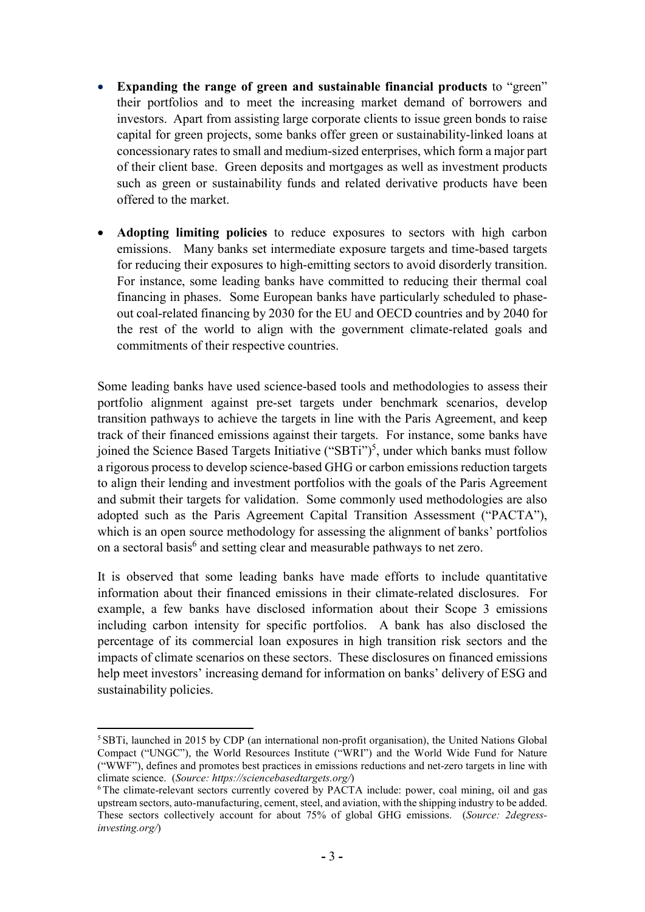- **Expanding the range of green and sustainable financial products** to "green" their portfolios and to meet the increasing market demand of borrowers and investors. Apart from assisting large corporate clients to issue green bonds to raise capital for green projects, some banks offer green or sustainability-linked loans at concessionary rates to small and medium-sized enterprises, which form a major part of their client base. Green deposits and mortgages as well as investment products such as green or sustainability funds and related derivative products have been offered to the market.

- **Adopting limiting policies** to reduce exposures to sectors with high carbon emissions. Many banks set intermediate exposure targets and time-based targets for reducing their exposures to high-emitting sectors to avoid disorderly transition. For instance, some leading banks have committed to reducing their thermal coal financing in phases. Some European banks have particularly scheduled to phase-out coal-related financing by 2030 for the EU and OECD countries and by 2040 for the rest of the world to align with the government climate-related goals and commitments of their respective countries.

Some leading banks have used science-based tools and methodologies to assess their portfolio alignment against pre-set targets under benchmark scenarios, develop transition pathways to achieve the targets in line with the Paris Agreement, and keep track of their financed emissions against their targets. For instance, some banks have joined the Science Based Targets Initiative ("SBTi")[5], under which banks must follow a rigorous process to develop science-based GHG or carbon emissions reduction targets to align their lending and investment portfolios with the goals of the Paris Agreement and submit their targets for validation. Some commonly used methodologies are also adopted such as the Paris Agreement Capital Transition Assessment ("PACTA"), which is an open source methodology for assessing the alignment of banks' portfolios on a sectoral basis[6] and setting clear and measurable pathways to net zero.

It is observed that some leading banks have made efforts to include quantitative information about their financed emissions in their climate-related disclosures. For example, a few banks have disclosed information about their Scope 3 emissions including carbon intensity for specific portfolios. A bank has also disclosed the percentage of its commercial loan exposures in high transition risk sectors and the impacts of climate scenarios on these sectors. These disclosures on financed emissions help meet investors' increasing demand for information on banks' delivery of ESG and sustainability policies.

---

[5] SBTi, launched in 2015 by CDP (an international non-profit organisation), the United Nations Global Compact ("UNGC"), the World Resources Institute ("WRI") and the World Wide Fund for Nature ("WWF"), defines and promotes best practices in emissions reductions and net-zero targets in line with climate science. (*Source: https://sciencebasedtargets.org/*)

[6] The climate-relevant sectors currently covered by PACTA include: power, coal mining, oil and gas upstream sectors, auto-manufacturing, cement, steel, and aviation, with the shipping industry to be added. These sectors collectively account for about 75% of global GHG emissions. (*Source: 2degress-investing.org/*)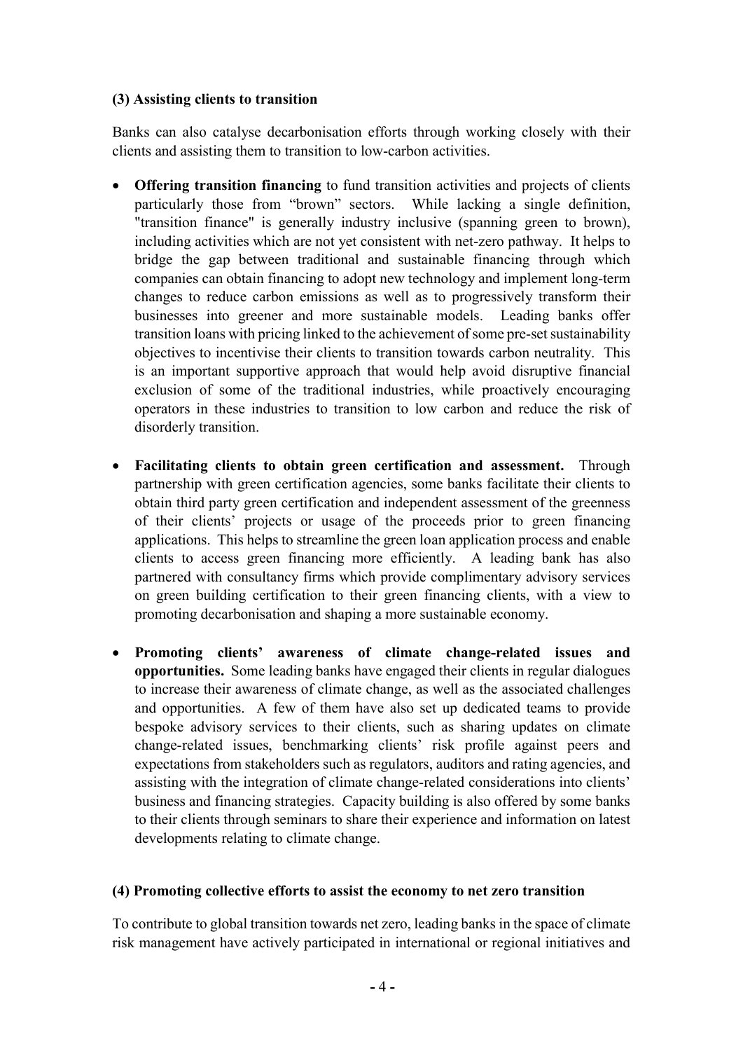**(3) Assisting clients to transition**

Banks can also catalyse decarbonisation efforts through working closely with their clients and assisting them to transition to low-carbon activities.

- **Offering transition financing** to fund transition activities and projects of clients particularly those from "brown" sectors. While lacking a single definition, "transition finance" is generally industry inclusive (spanning green to brown), including activities which are not yet consistent with net-zero pathway. It helps to bridge the gap between traditional and sustainable financing through which companies can obtain financing to adopt new technology and implement long-term changes to reduce carbon emissions as well as to progressively transform their businesses into greener and more sustainable models. Leading banks offer transition loans with pricing linked to the achievement of some pre-set sustainability objectives to incentivise their clients to transition towards carbon neutrality. This is an important supportive approach that would help avoid disruptive financial exclusion of some of the traditional industries, while proactively encouraging operators in these industries to transition to low carbon and reduce the risk of disorderly transition.

- **Facilitating clients to obtain green certification and assessment.** Through partnership with green certification agencies, some banks facilitate their clients to obtain third party green certification and independent assessment of the greenness of their clients' projects or usage of the proceeds prior to green financing applications. This helps to streamline the green loan application process and enable clients to access green financing more efficiently. A leading bank has also partnered with consultancy firms which provide complimentary advisory services on green building certification to their green financing clients, with a view to promoting decarbonisation and shaping a more sustainable economy.

- **Promoting clients' awareness of climate change-related issues and opportunities.** Some leading banks have engaged their clients in regular dialogues to increase their awareness of climate change, as well as the associated challenges and opportunities. A few of them have also set up dedicated teams to provide bespoke advisory services to their clients, such as sharing updates on climate change-related issues, benchmarking clients' risk profile against peers and expectations from stakeholders such as regulators, auditors and rating agencies, and assisting with the integration of climate change-related considerations into clients' business and financing strategies. Capacity building is also offered by some banks to their clients through seminars to share their experience and information on latest developments relating to climate change.

**(4) Promoting collective efforts to assist the economy to net zero transition**

To contribute to global transition towards net zero, leading banks in the space of climate risk management have actively participated in international or regional initiatives and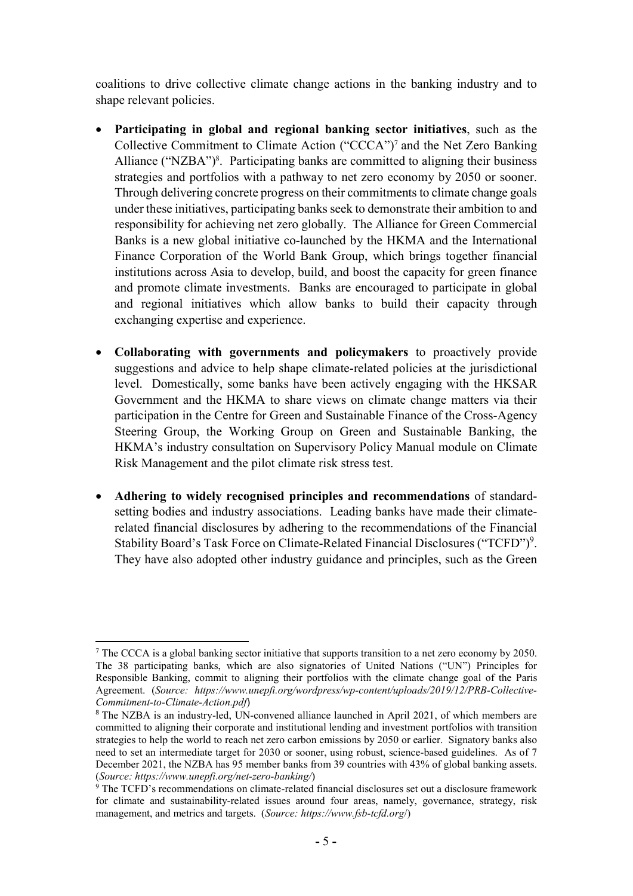coalitions to drive collective climate change actions in the banking industry and to shape relevant policies.

- **Participating in global and regional banking sector initiatives**, such as the Collective Commitment to Climate Action ("CCCA")[7] and the Net Zero Banking Alliance ("NZBA")[8]. Participating banks are committed to aligning their business strategies and portfolios with a pathway to net zero economy by 2050 or sooner. Through delivering concrete progress on their commitments to climate change goals under these initiatives, participating banks seek to demonstrate their ambition to and responsibility for achieving net zero globally. The Alliance for Green Commercial Banks is a new global initiative co-launched by the HKMA and the International Finance Corporation of the World Bank Group, which brings together financial institutions across Asia to develop, build, and boost the capacity for green finance and promote climate investments. Banks are encouraged to participate in global and regional initiatives which allow banks to build their capacity through exchanging expertise and experience.

- **Collaborating with governments and policymakers** to proactively provide suggestions and advice to help shape climate-related policies at the jurisdictional level. Domestically, some banks have been actively engaging with the HKSAR Government and the HKMA to share views on climate change matters via their participation in the Centre for Green and Sustainable Finance of the Cross-Agency Steering Group, the Working Group on Green and Sustainable Banking, the HKMA's industry consultation on Supervisory Policy Manual module on Climate Risk Management and the pilot climate risk stress test.

- **Adhering to widely recognised principles and recommendations** of standard-setting bodies and industry associations. Leading banks have made their climate-related financial disclosures by adhering to the recommendations of the Financial Stability Board's Task Force on Climate-Related Financial Disclosures ("TCFD")[9]. They have also adopted other industry guidance and principles, such as the Green

---

[7] The CCCA is a global banking sector initiative that supports transition to a net zero economy by 2050. The 38 participating banks, which are also signatories of United Nations ("UN") Principles for Responsible Banking, commit to aligning their portfolios with the climate change goal of the Paris Agreement. (*Source: https://www.unepfi.org/wordpress/wp-content/uploads/2019/12/PRB-Collective-Commitment-to-Climate-Action.pdf*)

[8] The NZBA is an industry-led, UN-convened alliance launched in April 2021, of which members are committed to aligning their corporate and institutional lending and investment portfolios with transition strategies to help the world to reach net zero carbon emissions by 2050 or earlier. Signatory banks also need to set an intermediate target for 2030 or sooner, using robust, science-based guidelines. As of 7 December 2021, the NZBA has 95 member banks from 39 countries with 43% of global banking assets. (*Source: https://www.unepfi.org/net-zero-banking/*)

[9] The TCFD's recommendations on climate-related financial disclosures set out a disclosure framework for climate and sustainability-related issues around four areas, namely, governance, strategy, risk management, and metrics and targets. (*Source: https://www.fsb-tcfd.org/*)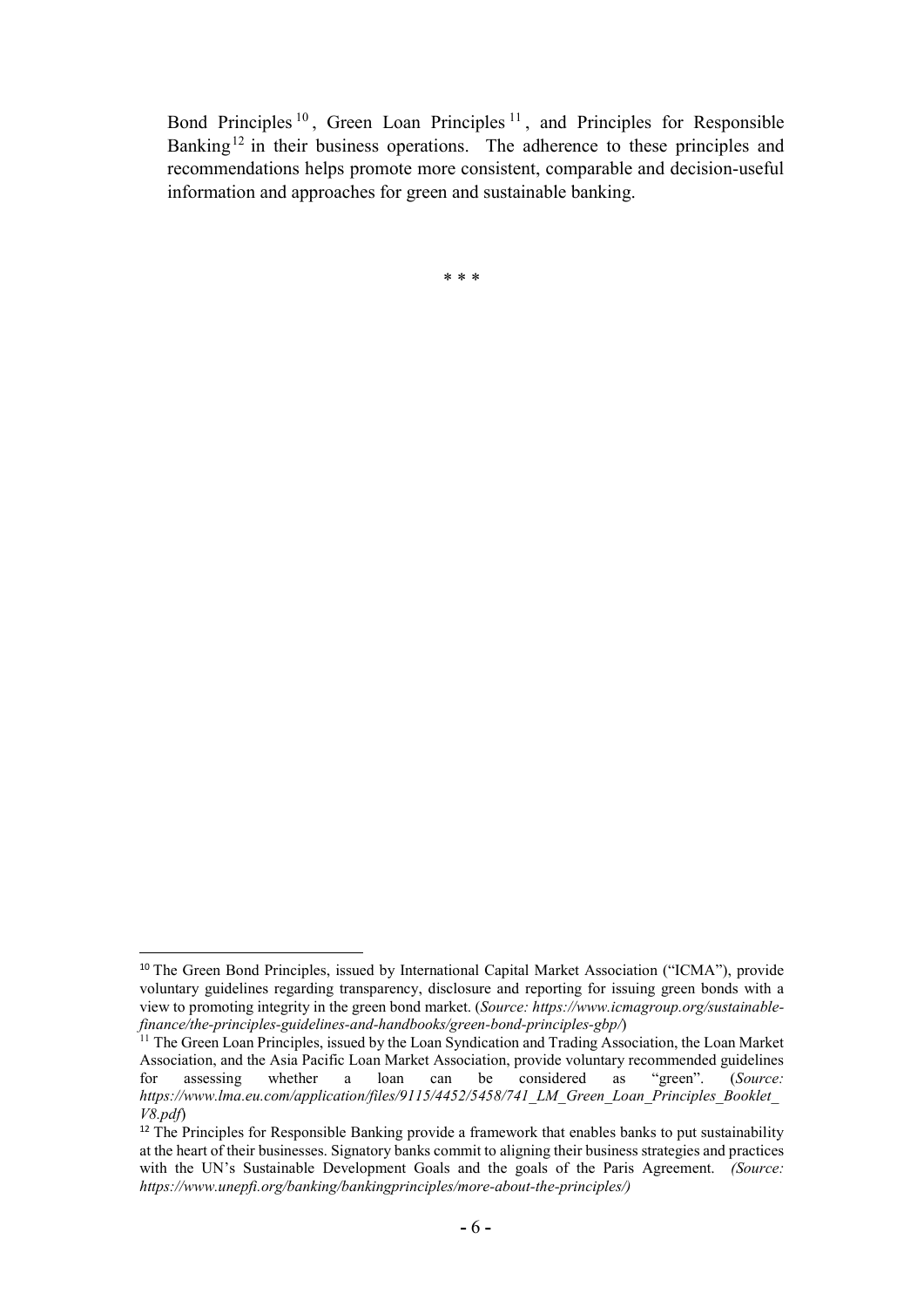Bond Principles[10], Green Loan Principles[11], and Principles for Responsible Banking[12] in their business operations. The adherence to these principles and recommendations helps promote more consistent, comparable and decision-useful information and approaches for green and sustainable banking.

\* \* \*

---

[10] The Green Bond Principles, issued by International Capital Market Association ("ICMA"), provide voluntary guidelines regarding transparency, disclosure and reporting for issuing green bonds with a view to promoting integrity in the green bond market. (*Source: https://www.icmagroup.org/sustainable-finance/the-principles-guidelines-and-handbooks/green-bond-principles-gbp/*)

[11] The Green Loan Principles, issued by the Loan Syndication and Trading Association, the Loan Market Association, and the Asia Pacific Loan Market Association, provide voluntary recommended guidelines for assessing whether a loan can be considered as "green". (*Source: https://www.lma.eu.com/application/files/9115/4452/5458/741_LM_Green_Loan_Principles_Booklet_V8.pdf*)

[12] The Principles for Responsible Banking provide a framework that enables banks to put sustainability at the heart of their businesses. Signatory banks commit to aligning their business strategies and practices with the UN's Sustainable Development Goals and the goals of the Paris Agreement. *(Source: https://www.unepfi.org/banking/bankingprinciples/more-about-the-principles/)*